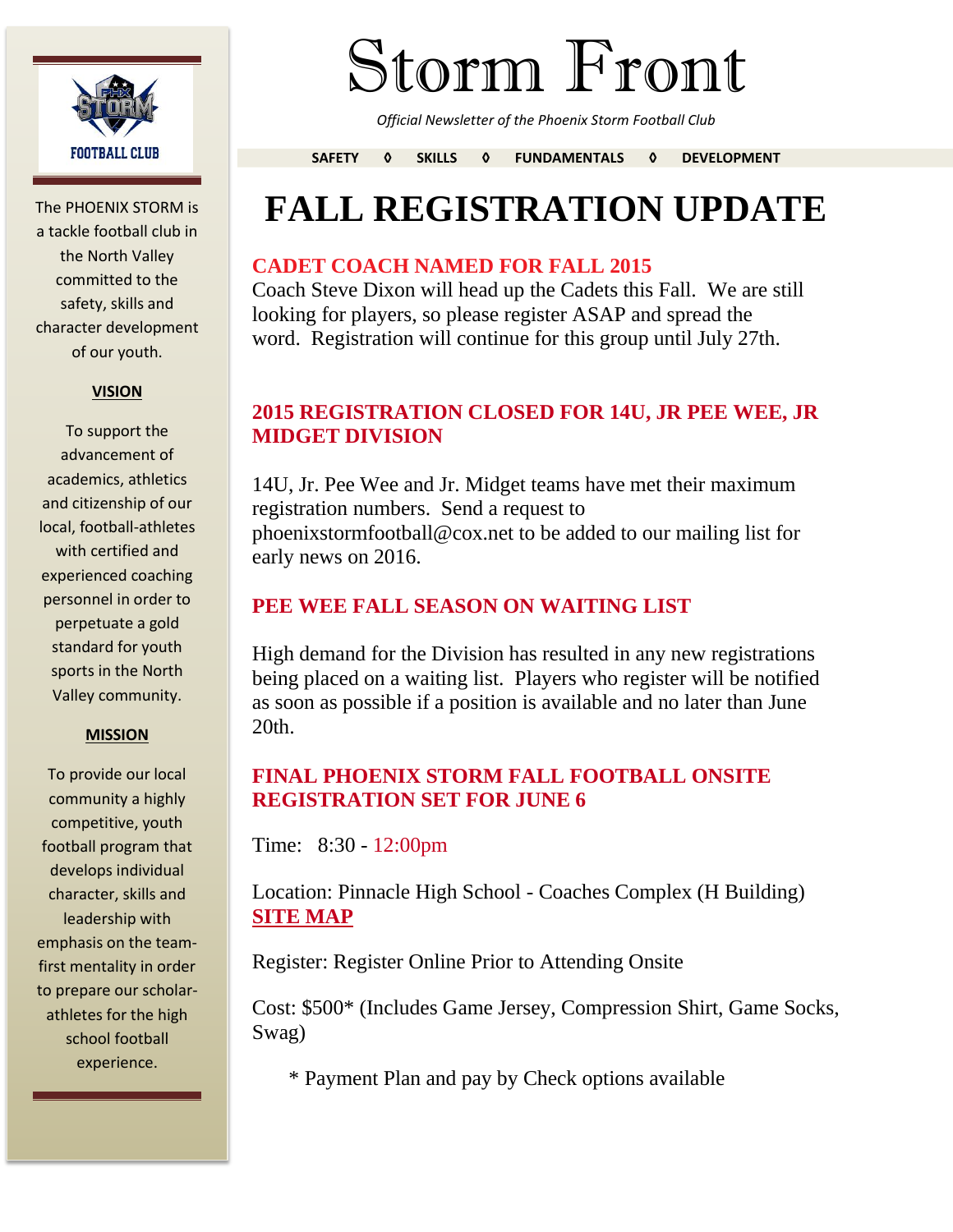# Storm Front

*Official Newsletter of the Phoenix Storm Football Club*

**SAFETY ◊ SKILLS ◊ FUNDAMENTALS ◊ DEVELOPMENT**

FOOTBALL CLUB

The PHOENIX STORM is a tackle football club in the North Valley committed to the safety, skills and character development of our youth.

**VISION**

To support the advancement of academics, athletics and citizenship of our local, football-athletes with certified and experienced coaching personnel in order to perpetuate a gold standard for youth sports in the North Valley community.

**MISSION**

To provide our local community a highly competitive, youth football program that develops individual character, skills and leadership with emphasis on the team-first mentality in order to prepare our scholar-athletes for the high school football experience.

# FALL REGISTRATION UPDATE

## CADET COACH NAMED FOR FALL 2015

Coach Steve Dixon will head up the Cadets this Fall. We are still looking for players, so please register ASAP and spread the word. Registration will continue for this group until July 27th.

## 2015 REGISTRATION CLOSED FOR 14U, JR PEE WEE, JR MIDGET DIVISION

14U, Jr. Pee Wee and Jr. Midget teams have met their maximum registration numbers. Send a request to phoenixstormfootball@cox.net to be added to our mailing list for early news on 2016.

## PEE WEE FALL SEASON ON WAITING LIST

High demand for the Division has resulted in any new registrations being placed on a waiting list. Players who register will be notified as soon as possible if a position is available and no later than June 20th.

## FINAL PHOENIX STORM FALL FOOTBALL ONSITE REGISTRATION SET FOR JUNE 6

Time: 8:30 - 12:00pm

Location: Pinnacle High School - Coaches Complex (H Building) **SITE MAP**

Register: Register Online Prior to Attending Onsite

Cost: $500* (Includes Game Jersey, Compression Shirt, Game Socks, Swag)

* Payment Plan and pay by Check options available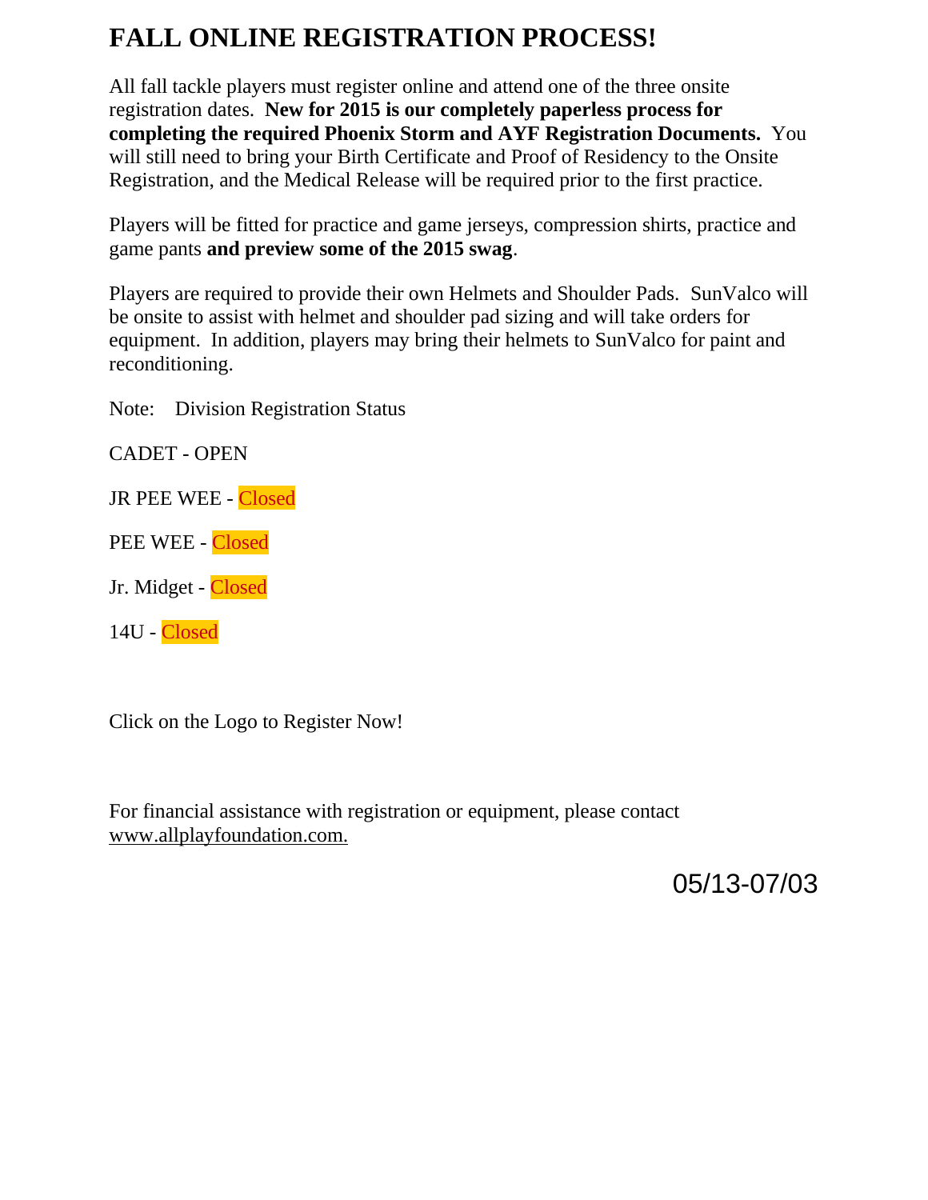# FALL ONLINE REGISTRATION PROCESS!

All fall tackle players must register online and attend one of the three onsite registration dates. **New for 2015 is our completely paperless process for completing the required Phoenix Storm and AYF Registration Documents.** You will still need to bring your Birth Certificate and Proof of Residency to the Onsite Registration, and the Medical Release will be required prior to the first practice.

Players will be fitted for practice and game jerseys, compression shirts, practice and game pants **and preview some of the 2015 swag**.

Players are required to provide their own Helmets and Shoulder Pads. SunValco will be onsite to assist with helmet and shoulder pad sizing and will take orders for equipment. In addition, players may bring their helmets to SunValco for paint and reconditioning.

Note: Division Registration Status

CADET - OPEN

JR PEE WEE - Closed

PEE WEE - Closed

Jr. Midget - Closed

14U - Closed

Click on the Logo to Register Now!

For financial assistance with registration or equipment, please contact www.allplayfoundation.com.

05/13-07/03